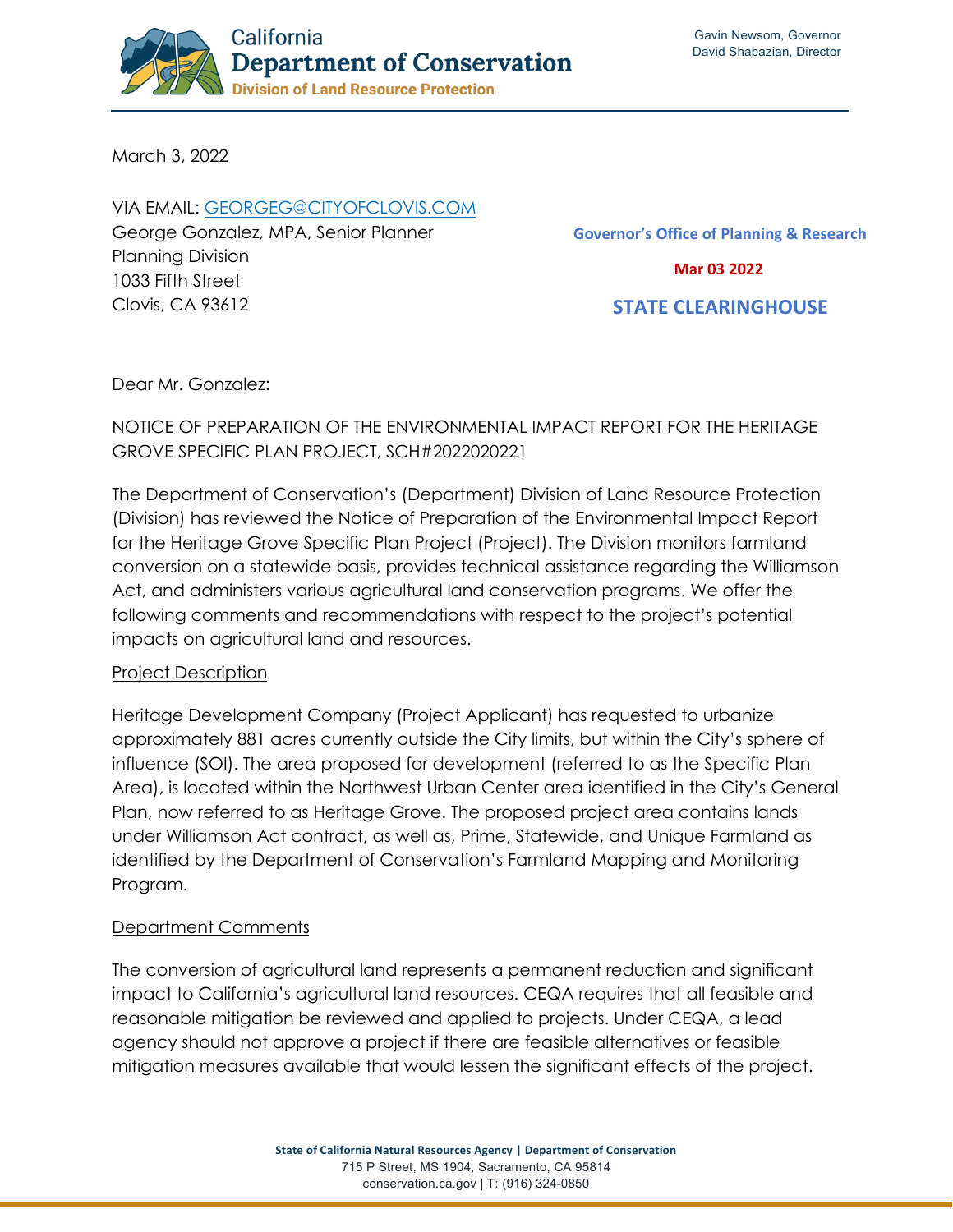California
**Department of Conservation**
Division of Land Resource Protection

Gavin Newsom, Governor
David Shabazian, Director

March 3, 2022

VIA EMAIL: GEORGEG@CITYOFCLOVIS.COM
George Gonzalez, MPA, Senior Planner
Planning Division
1033 Fifth Street
Clovis, CA 93612

Governor's Office of Planning & Research
Mar 03 2022
STATE CLEARINGHOUSE

Dear Mr. Gonzalez:

NOTICE OF PREPARATION OF THE ENVIRONMENTAL IMPACT REPORT FOR THE HERITAGE GROVE SPECIFIC PLAN PROJECT, SCH#2022020221

The Department of Conservation's (Department) Division of Land Resource Protection (Division) has reviewed the Notice of Preparation of the Environmental Impact Report for the Heritage Grove Specific Plan Project (Project). The Division monitors farmland conversion on a statewide basis, provides technical assistance regarding the Williamson Act, and administers various agricultural land conservation programs. We offer the following comments and recommendations with respect to the project's potential impacts on agricultural land and resources.

## Project Description

Heritage Development Company (Project Applicant) has requested to urbanize approximately 881 acres currently outside the City limits, but within the City's sphere of influence (SOI). The area proposed for development (referred to as the Specific Plan Area), is located within the Northwest Urban Center area identified in the City's General Plan, now referred to as Heritage Grove. The proposed project area contains lands under Williamson Act contract, as well as, Prime, Statewide, and Unique Farmland as identified by the Department of Conservation's Farmland Mapping and Monitoring Program.

## Department Comments

The conversion of agricultural land represents a permanent reduction and significant impact to California's agricultural land resources. CEQA requires that all feasible and reasonable mitigation be reviewed and applied to projects. Under CEQA, a lead agency should not approve a project if there are feasible alternatives or feasible mitigation measures available that would lessen the significant effects of the project.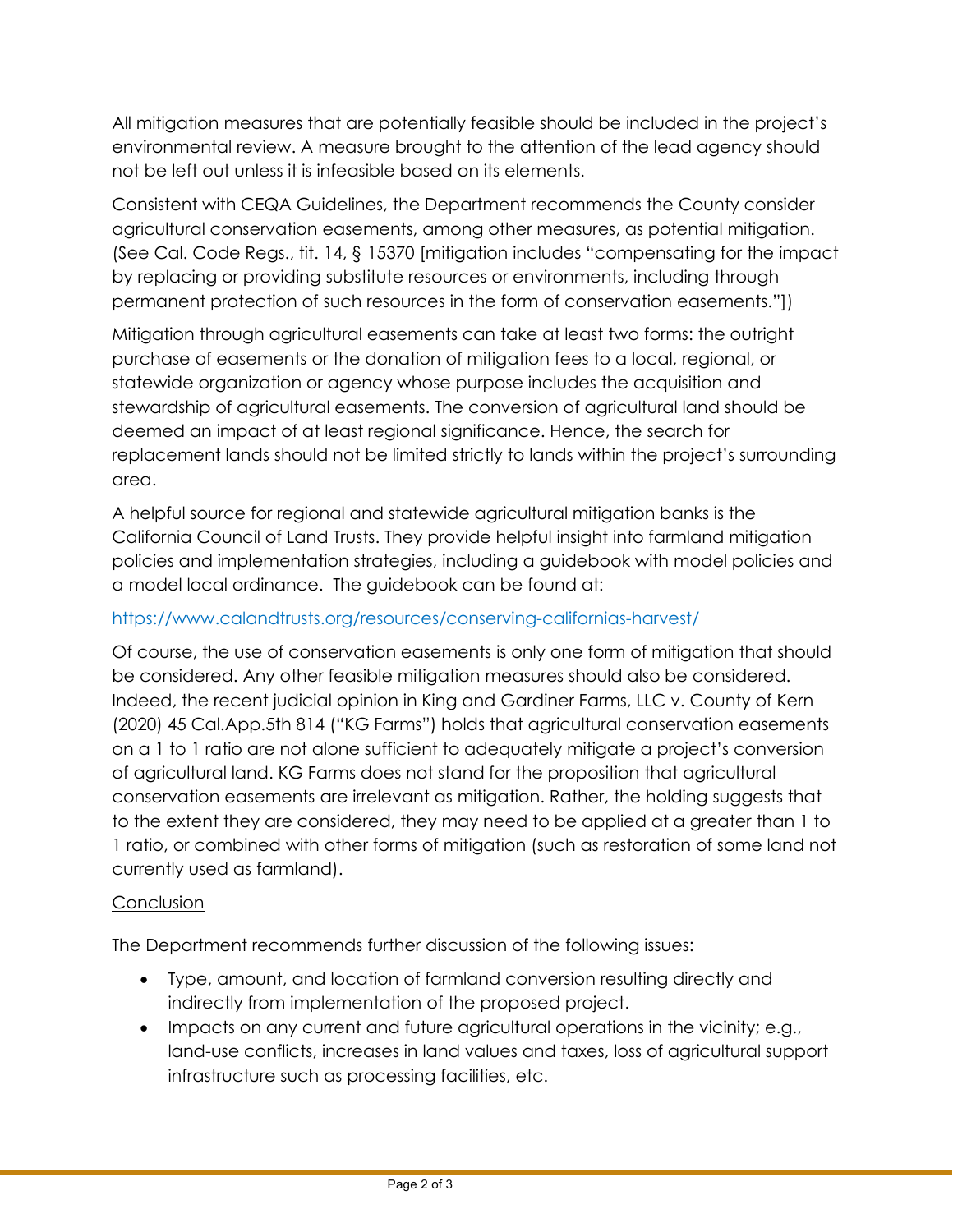All mitigation measures that are potentially feasible should be included in the project's environmental review. A measure brought to the attention of the lead agency should not be left out unless it is infeasible based on its elements.

Consistent with CEQA Guidelines, the Department recommends the County consider agricultural conservation easements, among other measures, as potential mitigation. (See Cal. Code Regs., tit. 14, § 15370 [mitigation includes "compensating for the impact by replacing or providing substitute resources or environments, including through permanent protection of such resources in the form of conservation easements."])

Mitigation through agricultural easements can take at least two forms: the outright purchase of easements or the donation of mitigation fees to a local, regional, or statewide organization or agency whose purpose includes the acquisition and stewardship of agricultural easements. The conversion of agricultural land should be deemed an impact of at least regional significance. Hence, the search for replacement lands should not be limited strictly to lands within the project's surrounding area.

A helpful source for regional and statewide agricultural mitigation banks is the California Council of Land Trusts. They provide helpful insight into farmland mitigation policies and implementation strategies, including a guidebook with model policies and a model local ordinance. The guidebook can be found at:

https://www.calandtrusts.org/resources/conserving-californias-harvest/

Of course, the use of conservation easements is only one form of mitigation that should be considered. Any other feasible mitigation measures should also be considered. Indeed, the recent judicial opinion in King and Gardiner Farms, LLC v. County of Kern (2020) 45 Cal.App.5th 814 ("KG Farms") holds that agricultural conservation easements on a 1 to 1 ratio are not alone sufficient to adequately mitigate a project's conversion of agricultural land. KG Farms does not stand for the proposition that agricultural conservation easements are irrelevant as mitigation. Rather, the holding suggests that to the extent they are considered, they may need to be applied at a greater than 1 to 1 ratio, or combined with other forms of mitigation (such as restoration of some land not currently used as farmland).

## Conclusion

The Department recommends further discussion of the following issues:

- Type, amount, and location of farmland conversion resulting directly and indirectly from implementation of the proposed project.
- Impacts on any current and future agricultural operations in the vicinity; e.g., land-use conflicts, increases in land values and taxes, loss of agricultural support infrastructure such as processing facilities, etc.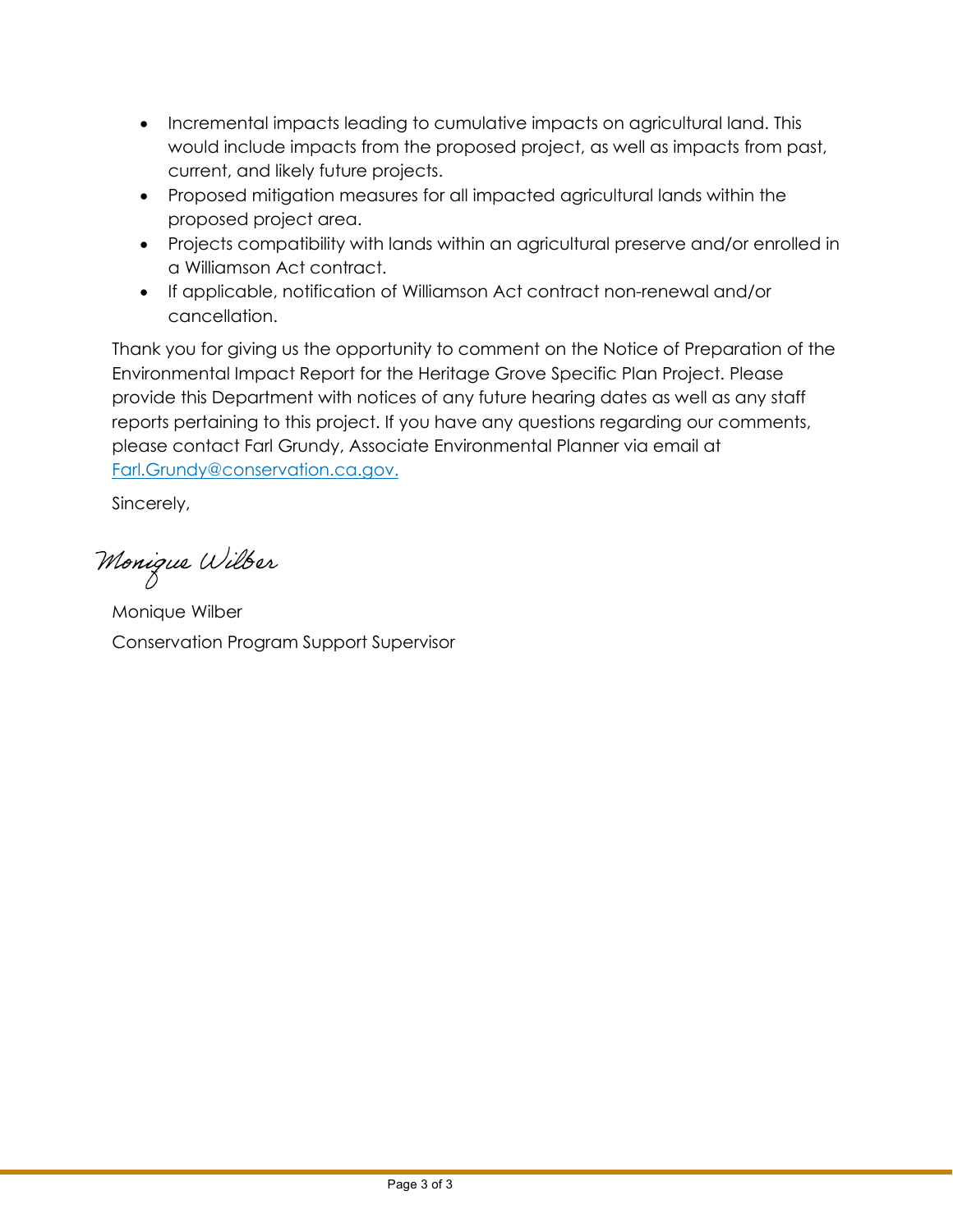- Incremental impacts leading to cumulative impacts on agricultural land. This would include impacts from the proposed project, as well as impacts from past, current, and likely future projects.
- Proposed mitigation measures for all impacted agricultural lands within the proposed project area.
- Projects compatibility with lands within an agricultural preserve and/or enrolled in a Williamson Act contract.
- If applicable, notification of Williamson Act contract non-renewal and/or cancellation.

Thank you for giving us the opportunity to comment on the Notice of Preparation of the Environmental Impact Report for the Heritage Grove Specific Plan Project. Please provide this Department with notices of any future hearing dates as well as any staff reports pertaining to this project. If you have any questions regarding our comments, please contact Farl Grundy, Associate Environmental Planner via email at Farl.Grundy@conservation.ca.gov.

Sincerely,

Monique Wilber

Monique Wilber
Conservation Program Support Supervisor